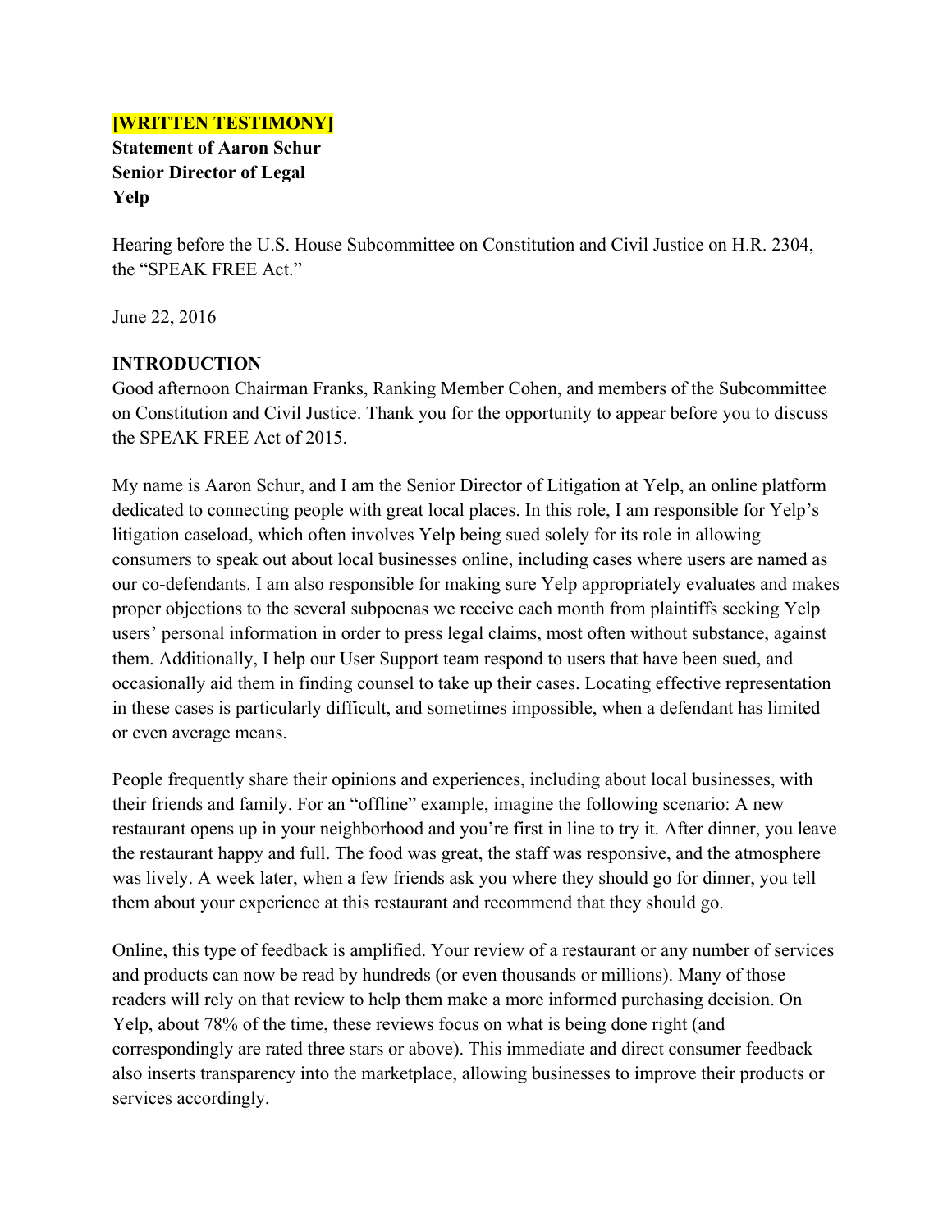**[WRITTEN TESTIMONY]**
**Statement of Aaron Schur**
**Senior Director of Legal**
**Yelp**

Hearing before the U.S. House Subcommittee on Constitution and Civil Justice on H.R. 2304, the "SPEAK FREE Act."

June 22, 2016

## INTRODUCTION

Good afternoon Chairman Franks, Ranking Member Cohen, and members of the Subcommittee on Constitution and Civil Justice. Thank you for the opportunity to appear before you to discuss the SPEAK FREE Act of 2015.

My name is Aaron Schur, and I am the Senior Director of Litigation at Yelp, an online platform dedicated to connecting people with great local places. In this role, I am responsible for Yelp's litigation caseload, which often involves Yelp being sued solely for its role in allowing consumers to speak out about local businesses online, including cases where users are named as our co-defendants. I am also responsible for making sure Yelp appropriately evaluates and makes proper objections to the several subpoenas we receive each month from plaintiffs seeking Yelp users' personal information in order to press legal claims, most often without substance, against them. Additionally, I help our User Support team respond to users that have been sued, and occasionally aid them in finding counsel to take up their cases. Locating effective representation in these cases is particularly difficult, and sometimes impossible, when a defendant has limited or even average means.

People frequently share their opinions and experiences, including about local businesses, with their friends and family. For an "offline" example, imagine the following scenario: A new restaurant opens up in your neighborhood and you're first in line to try it. After dinner, you leave the restaurant happy and full. The food was great, the staff was responsive, and the atmosphere was lively. A week later, when a few friends ask you where they should go for dinner, you tell them about your experience at this restaurant and recommend that they should go.

Online, this type of feedback is amplified. Your review of a restaurant or any number of services and products can now be read by hundreds (or even thousands or millions). Many of those readers will rely on that review to help them make a more informed purchasing decision. On Yelp, about 78% of the time, these reviews focus on what is being done right (and correspondingly are rated three stars or above). This immediate and direct consumer feedback also inserts transparency into the marketplace, allowing businesses to improve their products or services accordingly.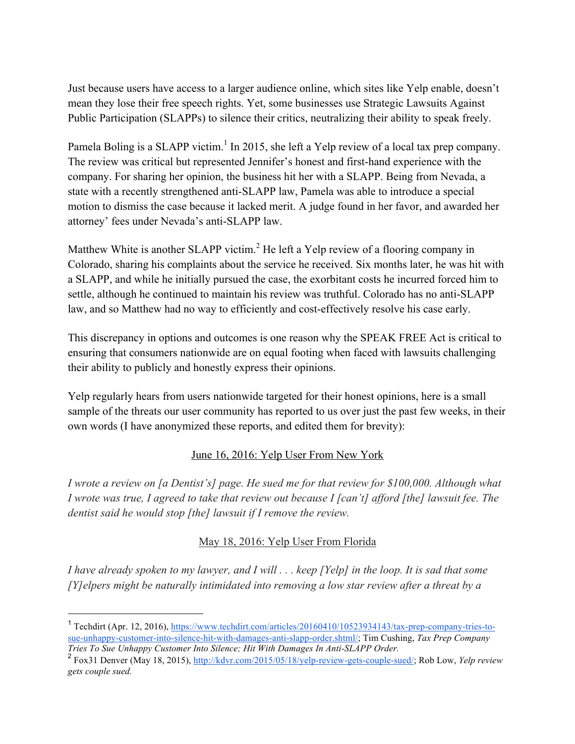Just because users have access to a larger audience online, which sites like Yelp enable, doesn't mean they lose their free speech rights. Yet, some businesses use Strategic Lawsuits Against Public Participation (SLAPPs) to silence their critics, neutralizing their ability to speak freely.

Pamela Boling is a SLAPP victim.[1] In 2015, she left a Yelp review of a local tax prep company. The review was critical but represented Jennifer's honest and first-hand experience with the company. For sharing her opinion, the business hit her with a SLAPP. Being from Nevada, a state with a recently strengthened anti-SLAPP law, Pamela was able to introduce a special motion to dismiss the case because it lacked merit. A judge found in her favor, and awarded her attorney' fees under Nevada's anti-SLAPP law.

Matthew White is another SLAPP victim.[2] He left a Yelp review of a flooring company in Colorado, sharing his complaints about the service he received. Six months later, he was hit with a SLAPP, and while he initially pursued the case, the exorbitant costs he incurred forced him to settle, although he continued to maintain his review was truthful. Colorado has no anti-SLAPP law, and so Matthew had no way to efficiently and cost-effectively resolve his case early.

This discrepancy in options and outcomes is one reason why the SPEAK FREE Act is critical to ensuring that consumers nationwide are on equal footing when faced with lawsuits challenging their ability to publicly and honestly express their opinions.

Yelp regularly hears from users nationwide targeted for their honest opinions, here is a small sample of the threats our user community has reported to us over just the past few weeks, in their own words (I have anonymized these reports, and edited them for brevity):

<u>June 16, 2016: Yelp User From New York</u>

*I wrote a review on [a Dentist's] page. He sued me for that review for $100,000. Although what I wrote was true, I agreed to take that review out because I [can't] afford [the] lawsuit fee. The dentist said he would stop [the] lawsuit if I remove the review.*

<u>May 18, 2016: Yelp User From Florida</u>

*I have already spoken to my lawyer, and I will . . . keep [Yelp] in the loop. It is sad that some [Y]elpers might be naturally intimidated into removing a low star review after a threat by a*

---

[1] Techdirt (Apr. 12, 2016), https://www.techdirt.com/articles/20160410/10523934143/tax-prep-company-tries-to-sue-unhappy-customer-into-silence-hit-with-damages-anti-slapp-order.shtml/; Tim Cushing, *Tax Prep Company Tries To Sue Unhappy Customer Into Silence; Hit With Damages In Anti-SLAPP Order.*

[2] Fox31 Denver (May 18, 2015), http://kdvr.com/2015/05/18/yelp-review-gets-couple-sued/; Rob Low, *Yelp review gets couple sued.*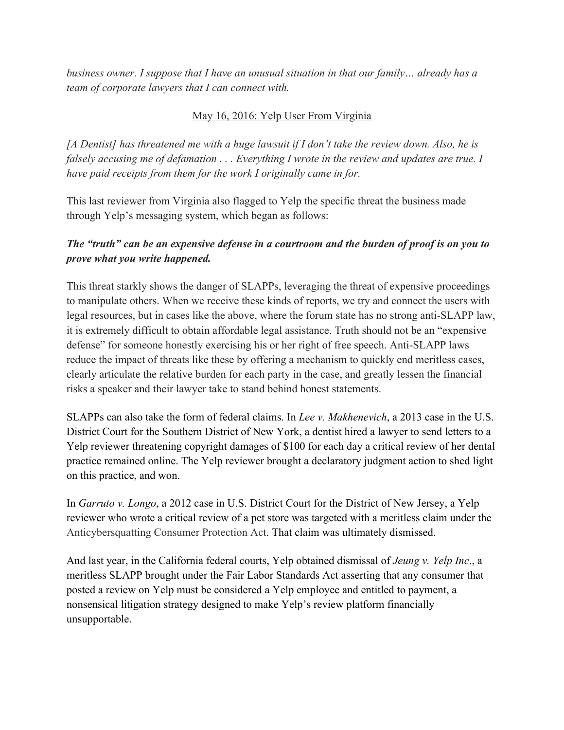*business owner. I suppose that I have an unusual situation in that our family… already has a team of corporate lawyers that I can connect with.*

<u>May 16, 2016: Yelp User From Virginia</u>

*[A Dentist] has threatened me with a huge lawsuit if I don't take the review down. Also, he is falsely accusing me of defamation . . . Everything I wrote in the review and updates are true. I have paid receipts from them for the work I originally came in for.*

This last reviewer from Virginia also flagged to Yelp the specific threat the business made through Yelp's messaging system, which began as follows:

***The "truth" can be an expensive defense in a courtroom and the burden of proof is on you to prove what you write happened.***

This threat starkly shows the danger of SLAPPs, leveraging the threat of expensive proceedings to manipulate others. When we receive these kinds of reports, we try and connect the users with legal resources, but in cases like the above, where the forum state has no strong anti-SLAPP law, it is extremely difficult to obtain affordable legal assistance. Truth should not be an "expensive defense" for someone honestly exercising his or her right of free speech. Anti-SLAPP laws reduce the impact of threats like these by offering a mechanism to quickly end meritless cases, clearly articulate the relative burden for each party in the case, and greatly lessen the financial risks a speaker and their lawyer take to stand behind honest statements.

SLAPPs can also take the form of federal claims. In *Lee v. Makhenevich*, a 2013 case in the U.S. District Court for the Southern District of New York, a dentist hired a lawyer to send letters to a Yelp reviewer threatening copyright damages of $100 for each day a critical review of her dental practice remained online. The Yelp reviewer brought a declaratory judgment action to shed light on this practice, and won.

In *Garruto v. Longo*, a 2012 case in U.S. District Court for the District of New Jersey, a Yelp reviewer who wrote a critical review of a pet store was targeted with a meritless claim under the Anticybersquatting Consumer Protection Act. That claim was ultimately dismissed.

And last year, in the California federal courts, Yelp obtained dismissal of *Jeung v. Yelp Inc*., a meritless SLAPP brought under the Fair Labor Standards Act asserting that any consumer that posted a review on Yelp must be considered a Yelp employee and entitled to payment, a nonsensical litigation strategy designed to make Yelp's review platform financially unsupportable.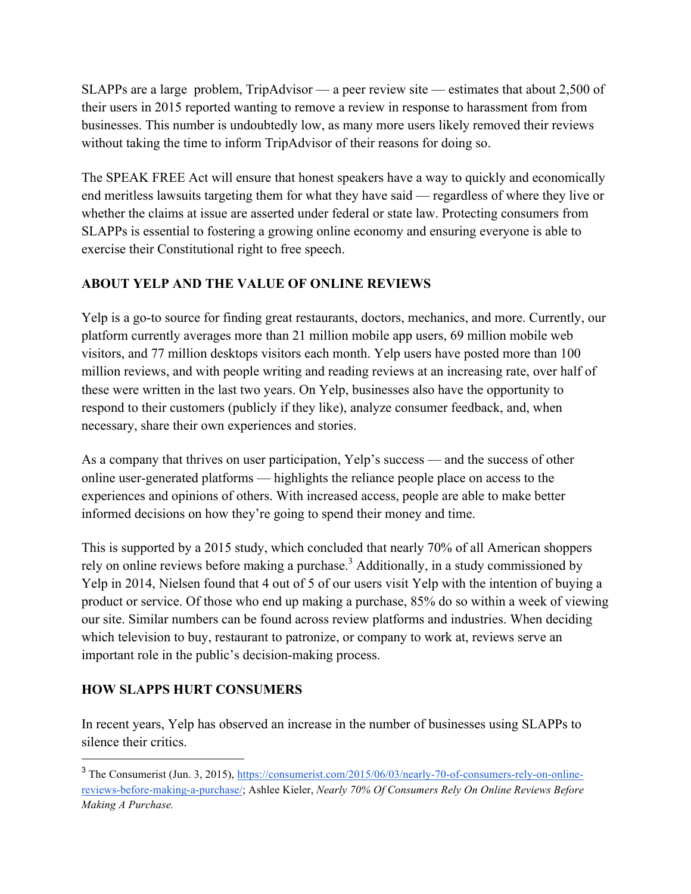SLAPPs are a large  problem, TripAdvisor — a peer review site — estimates that about 2,500 of their users in 2015 reported wanting to remove a review in response to harassment from from businesses. This number is undoubtedly low, as many more users likely removed their reviews without taking the time to inform TripAdvisor of their reasons for doing so.

The SPEAK FREE Act will ensure that honest speakers have a way to quickly and economically end meritless lawsuits targeting them for what they have said — regardless of where they live or whether the claims at issue are asserted under federal or state law. Protecting consumers from SLAPPs is essential to fostering a growing online economy and ensuring everyone is able to exercise their Constitutional right to free speech.

**ABOUT YELP AND THE VALUE OF ONLINE REVIEWS**

Yelp is a go-to source for finding great restaurants, doctors, mechanics, and more. Currently, our platform currently averages more than 21 million mobile app users, 69 million mobile web visitors, and 77 million desktops visitors each month. Yelp users have posted more than 100 million reviews, and with people writing and reading reviews at an increasing rate, over half of these were written in the last two years. On Yelp, businesses also have the opportunity to respond to their customers (publicly if they like), analyze consumer feedback, and, when necessary, share their own experiences and stories.

As a company that thrives on user participation, Yelp's success — and the success of other online user-generated platforms — highlights the reliance people place on access to the experiences and opinions of others. With increased access, people are able to make better informed decisions on how they're going to spend their money and time.

This is supported by a 2015 study, which concluded that nearly 70% of all American shoppers rely on online reviews before making a purchase.[3] Additionally, in a study commissioned by Yelp in 2014, Nielsen found that 4 out of 5 of our users visit Yelp with the intention of buying a product or service. Of those who end up making a purchase, 85% do so within a week of viewing our site. Similar numbers can be found across review platforms and industries. When deciding which television to buy, restaurant to patronize, or company to work at, reviews serve an important role in the public's decision-making process.

**HOW SLAPPS HURT CONSUMERS**

In recent years, Yelp has observed an increase in the number of businesses using SLAPPs to silence their critics.

---

[3] The Consumerist (Jun. 3, 2015), https://consumerist.com/2015/06/03/nearly-70-of-consumers-rely-on-online-reviews-before-making-a-purchase/; Ashlee Kieler, *Nearly 70% Of Consumers Rely On Online Reviews Before Making A Purchase.*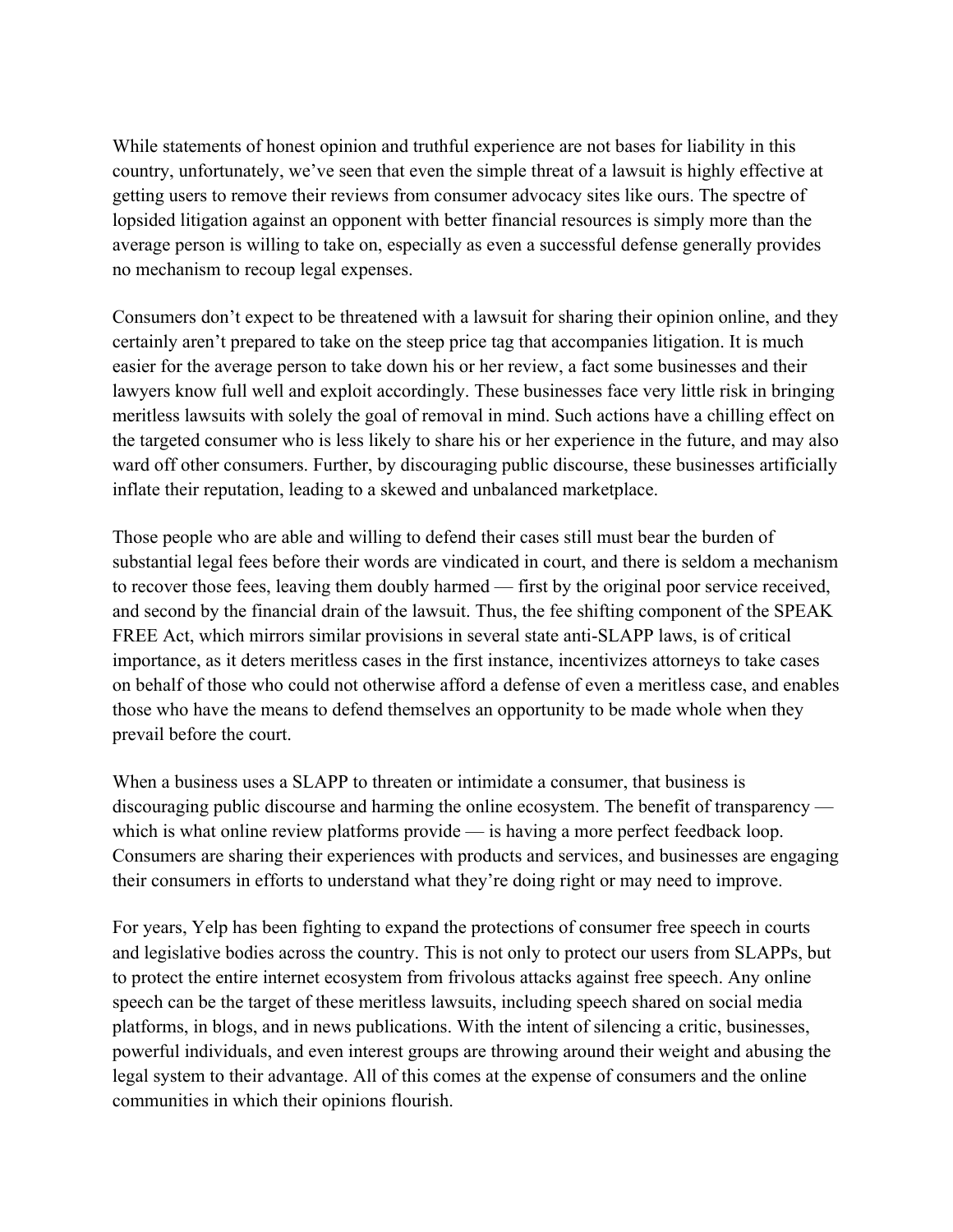While statements of honest opinion and truthful experience are not bases for liability in this country, unfortunately, we've seen that even the simple threat of a lawsuit is highly effective at getting users to remove their reviews from consumer advocacy sites like ours. The spectre of lopsided litigation against an opponent with better financial resources is simply more than the average person is willing to take on, especially as even a successful defense generally provides no mechanism to recoup legal expenses.

Consumers don't expect to be threatened with a lawsuit for sharing their opinion online, and they certainly aren't prepared to take on the steep price tag that accompanies litigation. It is much easier for the average person to take down his or her review, a fact some businesses and their lawyers know full well and exploit accordingly. These businesses face very little risk in bringing meritless lawsuits with solely the goal of removal in mind. Such actions have a chilling effect on the targeted consumer who is less likely to share his or her experience in the future, and may also ward off other consumers. Further, by discouraging public discourse, these businesses artificially inflate their reputation, leading to a skewed and unbalanced marketplace.

Those people who are able and willing to defend their cases still must bear the burden of substantial legal fees before their words are vindicated in court, and there is seldom a mechanism to recover those fees, leaving them doubly harmed — first by the original poor service received, and second by the financial drain of the lawsuit. Thus, the fee shifting component of the SPEAK FREE Act, which mirrors similar provisions in several state anti-SLAPP laws, is of critical importance, as it deters meritless cases in the first instance, incentivizes attorneys to take cases on behalf of those who could not otherwise afford a defense of even a meritless case, and enables those who have the means to defend themselves an opportunity to be made whole when they prevail before the court.

When a business uses a SLAPP to threaten or intimidate a consumer, that business is discouraging public discourse and harming the online ecosystem. The benefit of transparency — which is what online review platforms provide — is having a more perfect feedback loop. Consumers are sharing their experiences with products and services, and businesses are engaging their consumers in efforts to understand what they're doing right or may need to improve.

For years, Yelp has been fighting to expand the protections of consumer free speech in courts and legislative bodies across the country. This is not only to protect our users from SLAPPs, but to protect the entire internet ecosystem from frivolous attacks against free speech. Any online speech can be the target of these meritless lawsuits, including speech shared on social media platforms, in blogs, and in news publications. With the intent of silencing a critic, businesses, powerful individuals, and even interest groups are throwing around their weight and abusing the legal system to their advantage. All of this comes at the expense of consumers and the online communities in which their opinions flourish.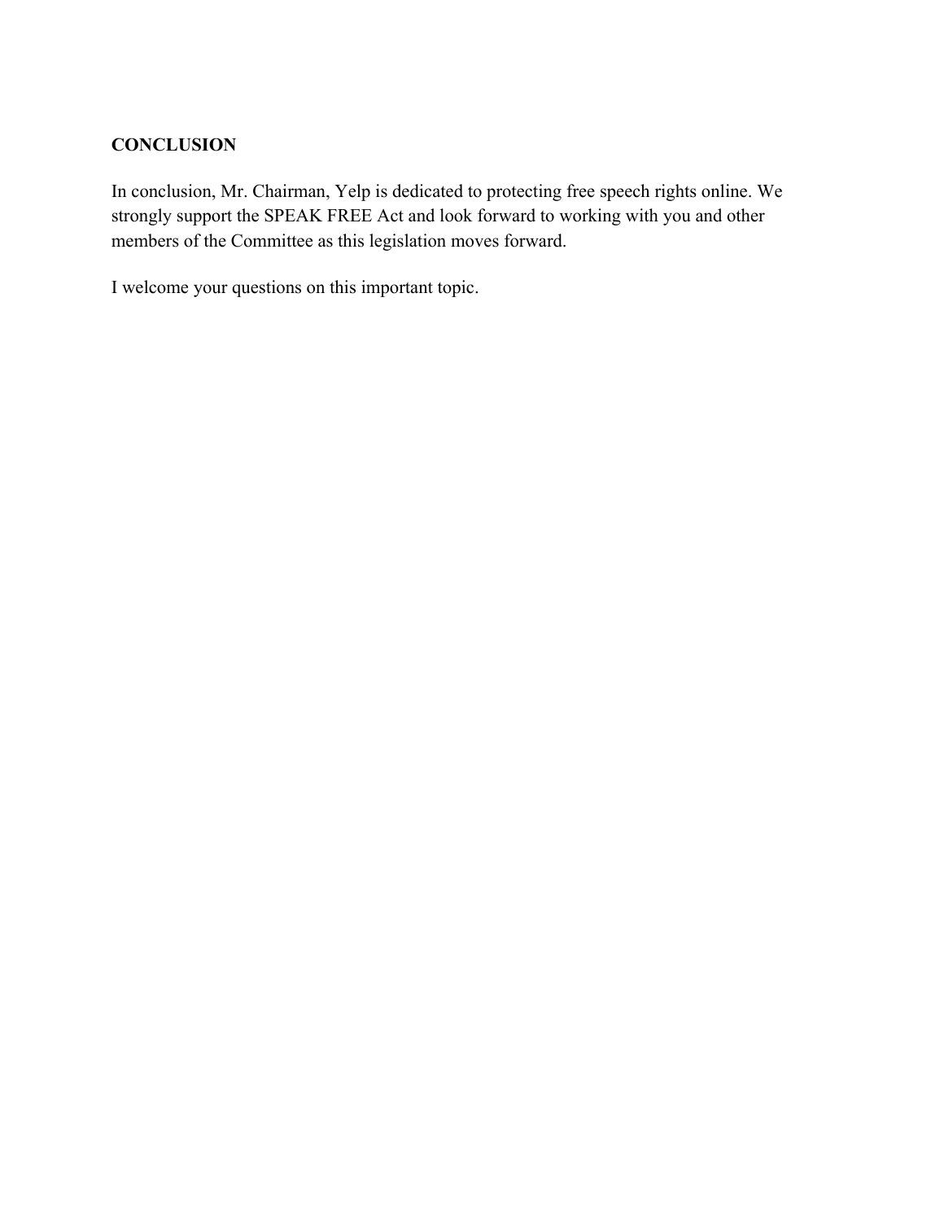**CONCLUSION**

In conclusion, Mr. Chairman, Yelp is dedicated to protecting free speech rights online. We strongly support the SPEAK FREE Act and look forward to working with you and other members of the Committee as this legislation moves forward.

I welcome your questions on this important topic.